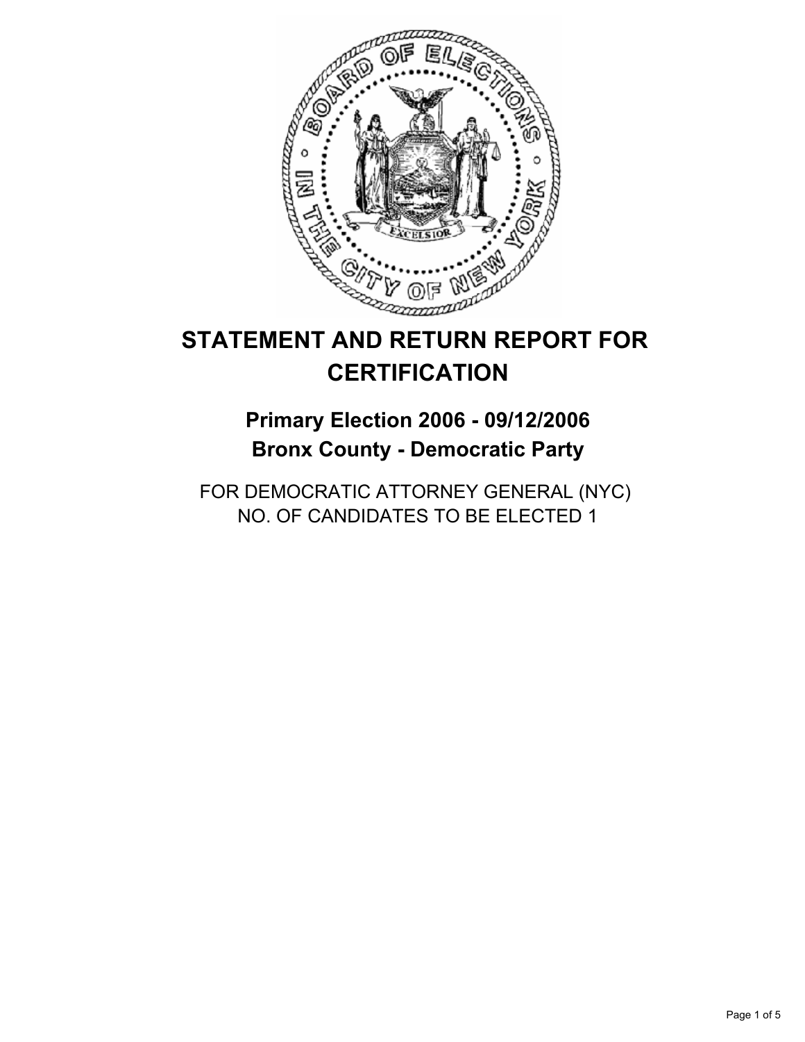# STATEMENT AND RETURN REPORT FOR CERTIFICATION

## Primary Election 2006 - 09/12/2006
## Bronx County - Democratic Party

FOR DEMOCRATIC ATTORNEY GENERAL (NYC)
NO. OF CANDIDATES TO BE ELECTED 1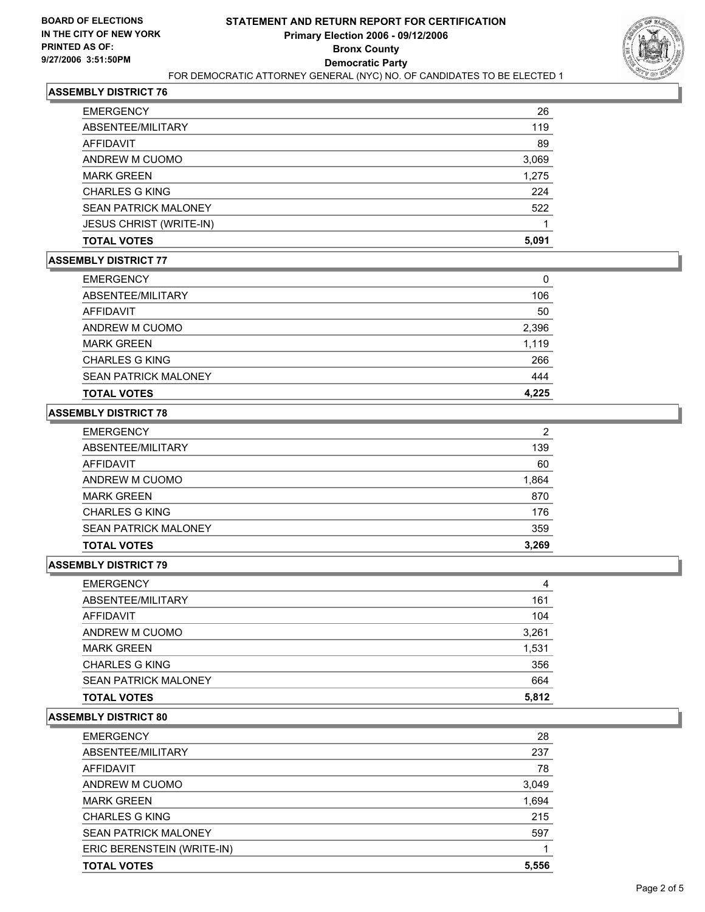**BOARD OF ELECTIONS IN THE CITY OF NEW YORK PRINTED AS OF: 9/27/2006 3:51:50PM**

# STATEMENT AND RETURN REPORT FOR CERTIFICATION
## Primary Election 2006 - 09/12/2006
## Bronx County
## Democratic Party
FOR DEMOCRATIC ATTORNEY GENERAL (NYC) NO. OF CANDIDATES TO BE ELECTED 1

### ASSEMBLY DISTRICT 76

| | |
|---|---|
| EMERGENCY | 26 |
| ABSENTEE/MILITARY | 119 |
| AFFIDAVIT | 89 |
| ANDREW M CUOMO | 3,069 |
| MARK GREEN | 1,275 |
| CHARLES G KING | 224 |
| SEAN PATRICK MALONEY | 522 |
| JESUS CHRIST (WRITE-IN) | 1 |
| **TOTAL VOTES** | **5,091** |

### ASSEMBLY DISTRICT 77

| | |
|---|---|
| EMERGENCY | 0 |
| ABSENTEE/MILITARY | 106 |
| AFFIDAVIT | 50 |
| ANDREW M CUOMO | 2,396 |
| MARK GREEN | 1,119 |
| CHARLES G KING | 266 |
| SEAN PATRICK MALONEY | 444 |
| **TOTAL VOTES** | **4,225** |

### ASSEMBLY DISTRICT 78

| | |
|---|---|
| EMERGENCY | 2 |
| ABSENTEE/MILITARY | 139 |
| AFFIDAVIT | 60 |
| ANDREW M CUOMO | 1,864 |
| MARK GREEN | 870 |
| CHARLES G KING | 176 |
| SEAN PATRICK MALONEY | 359 |
| **TOTAL VOTES** | **3,269** |

### ASSEMBLY DISTRICT 79

| | |
|---|---|
| EMERGENCY | 4 |
| ABSENTEE/MILITARY | 161 |
| AFFIDAVIT | 104 |
| ANDREW M CUOMO | 3,261 |
| MARK GREEN | 1,531 |
| CHARLES G KING | 356 |
| SEAN PATRICK MALONEY | 664 |
| **TOTAL VOTES** | **5,812** |

### ASSEMBLY DISTRICT 80

| | |
|---|---|
| EMERGENCY | 28 |
| ABSENTEE/MILITARY | 237 |
| AFFIDAVIT | 78 |
| ANDREW M CUOMO | 3,049 |
| MARK GREEN | 1,694 |
| CHARLES G KING | 215 |
| SEAN PATRICK MALONEY | 597 |
| ERIC BERENSTEIN (WRITE-IN) | 1 |
| **TOTAL VOTES** | **5,556** |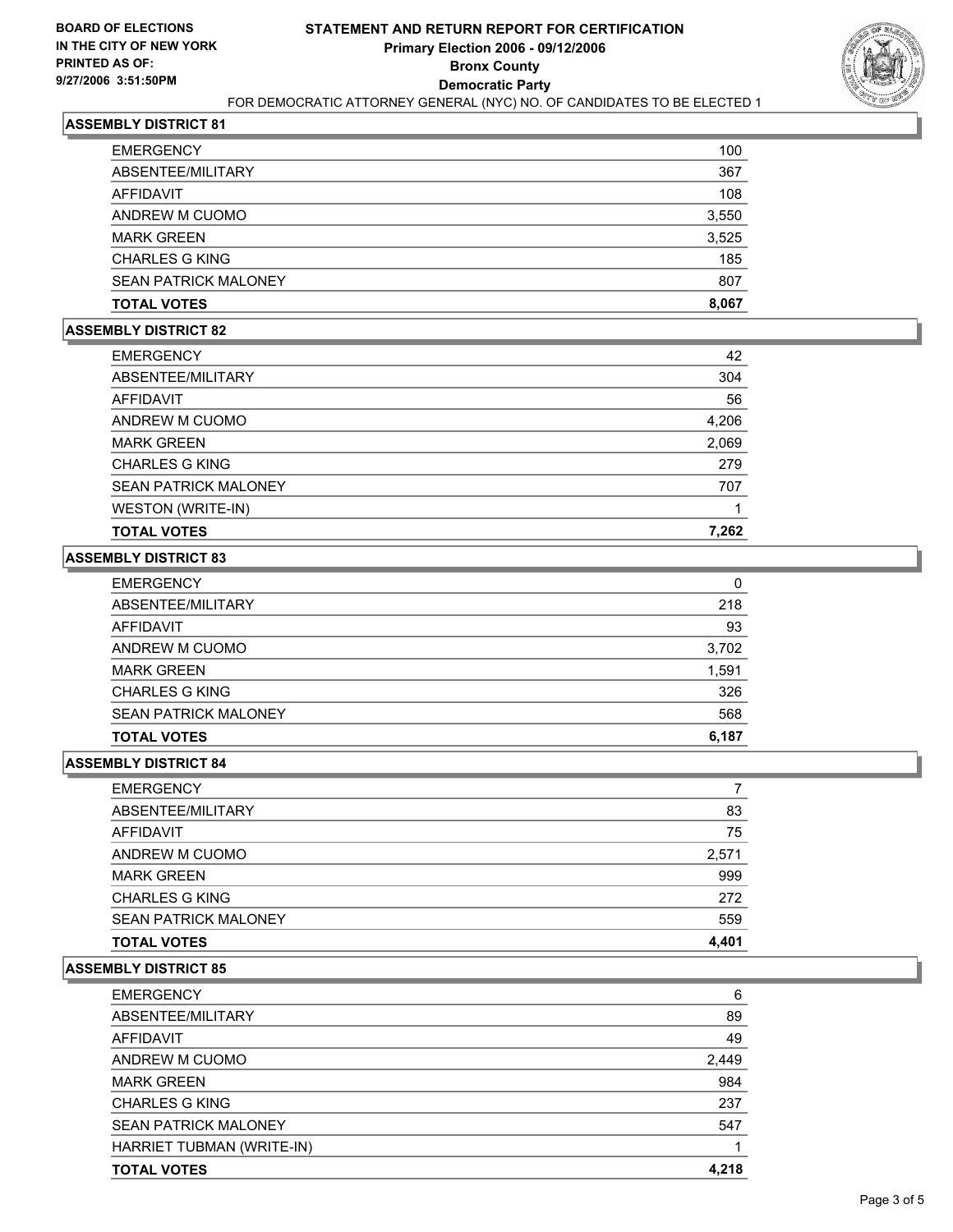**BOARD OF ELECTIONS IN THE CITY OF NEW YORK PRINTED AS OF: 9/27/2006 3:51:50PM**

# STATEMENT AND RETURN REPORT FOR CERTIFICATION
## Primary Election 2006 - 09/12/2006
## Bronx County
## Democratic Party

FOR DEMOCRATIC ATTORNEY GENERAL (NYC) NO. OF CANDIDATES TO BE ELECTED 1

### ASSEMBLY DISTRICT 81

| | |
|---|---|
| EMERGENCY | 100 |
| ABSENTEE/MILITARY | 367 |
| AFFIDAVIT | 108 |
| ANDREW M CUOMO | 3,550 |
| MARK GREEN | 3,525 |
| CHARLES G KING | 185 |
| SEAN PATRICK MALONEY | 807 |
| **TOTAL VOTES** | **8,067** |

### ASSEMBLY DISTRICT 82

| | |
|---|---|
| EMERGENCY | 42 |
| ABSENTEE/MILITARY | 304 |
| AFFIDAVIT | 56 |
| ANDREW M CUOMO | 4,206 |
| MARK GREEN | 2,069 |
| CHARLES G KING | 279 |
| SEAN PATRICK MALONEY | 707 |
| WESTON (WRITE-IN) | 1 |
| **TOTAL VOTES** | **7,262** |

### ASSEMBLY DISTRICT 83

| | |
|---|---|
| EMERGENCY | 0 |
| ABSENTEE/MILITARY | 218 |
| AFFIDAVIT | 93 |
| ANDREW M CUOMO | 3,702 |
| MARK GREEN | 1,591 |
| CHARLES G KING | 326 |
| SEAN PATRICK MALONEY | 568 |
| **TOTAL VOTES** | **6,187** |

### ASSEMBLY DISTRICT 84

| | |
|---|---|
| EMERGENCY | 7 |
| ABSENTEE/MILITARY | 83 |
| AFFIDAVIT | 75 |
| ANDREW M CUOMO | 2,571 |
| MARK GREEN | 999 |
| CHARLES G KING | 272 |
| SEAN PATRICK MALONEY | 559 |
| **TOTAL VOTES** | **4,401** |

### ASSEMBLY DISTRICT 85

| | |
|---|---|
| EMERGENCY | 6 |
| ABSENTEE/MILITARY | 89 |
| AFFIDAVIT | 49 |
| ANDREW M CUOMO | 2,449 |
| MARK GREEN | 984 |
| CHARLES G KING | 237 |
| SEAN PATRICK MALONEY | 547 |
| HARRIET TUBMAN (WRITE-IN) | 1 |
| **TOTAL VOTES** | **4,218** |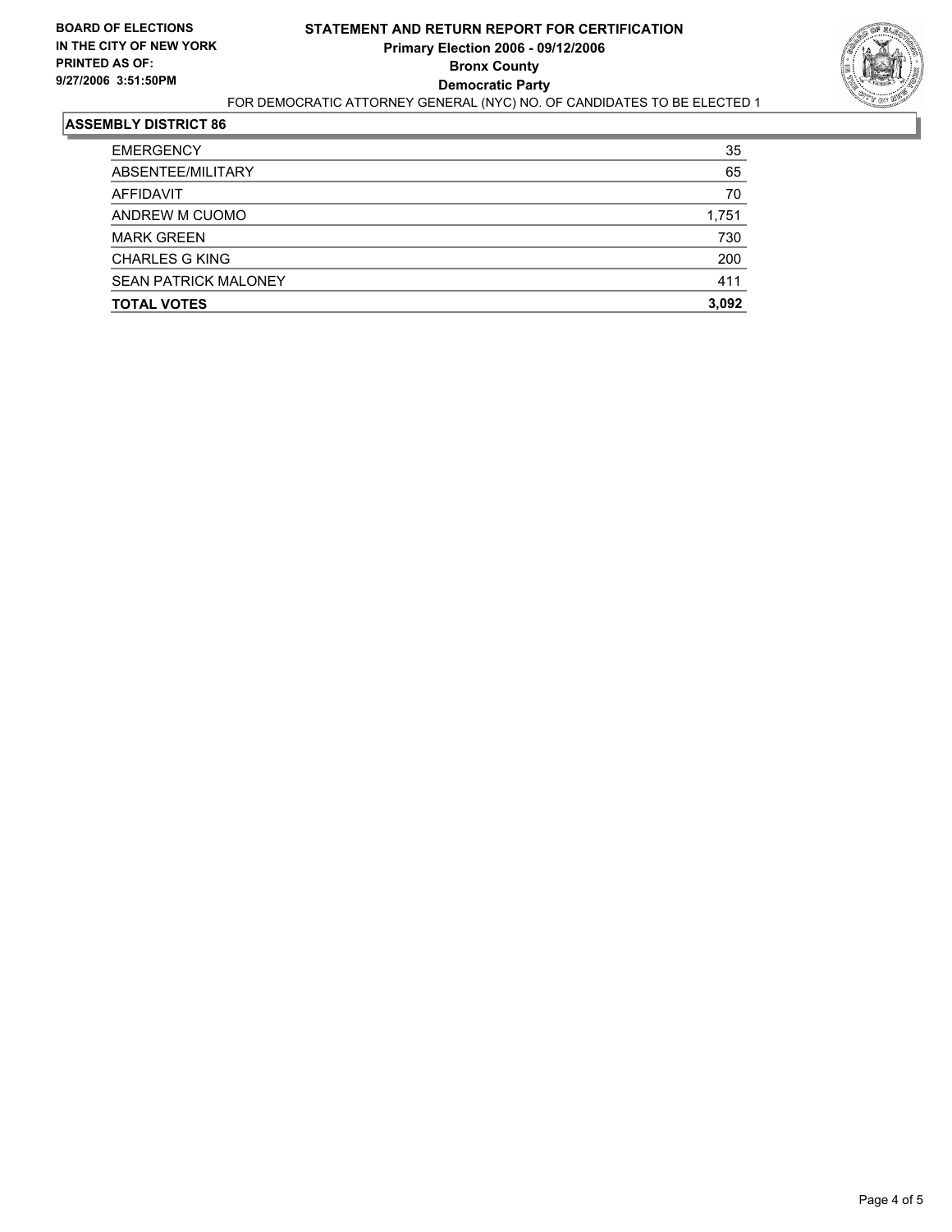**BOARD OF ELECTIONS IN THE CITY OF NEW YORK PRINTED AS OF: 9/27/2006 3:51:50PM**

# STATEMENT AND RETURN REPORT FOR CERTIFICATION
## Primary Election 2006 - 09/12/2006
## Bronx County
## Democratic Party

FOR DEMOCRATIC ATTORNEY GENERAL (NYC) NO. OF CANDIDATES TO BE ELECTED 1

### ASSEMBLY DISTRICT 86

| | |
|---|---|
| EMERGENCY | 35 |
| ABSENTEE/MILITARY | 65 |
| AFFIDAVIT | 70 |
| ANDREW M CUOMO | 1,751 |
| MARK GREEN | 730 |
| CHARLES G KING | 200 |
| SEAN PATRICK MALONEY | 411 |
| **TOTAL VOTES** | **3,092** |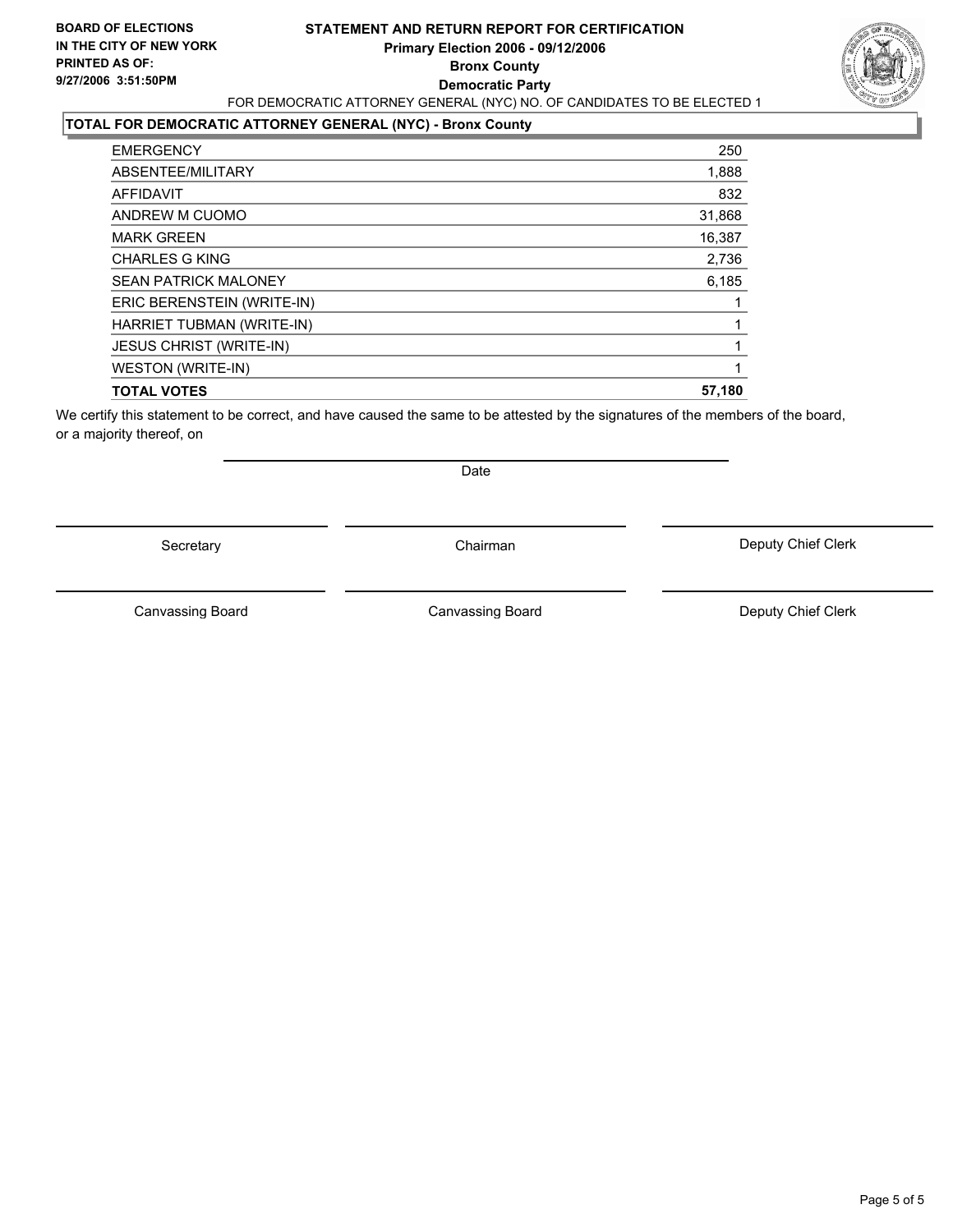**BOARD OF ELECTIONS IN THE CITY OF NEW YORK PRINTED AS OF: 9/27/2006 3:51:50PM**

# STATEMENT AND RETURN REPORT FOR CERTIFICATION
## Primary Election 2006 - 09/12/2006
## Bronx County
## Democratic Party

FOR DEMOCRATIC ATTORNEY GENERAL (NYC) NO. OF CANDIDATES TO BE ELECTED 1

### TOTAL FOR DEMOCRATIC ATTORNEY GENERAL (NYC) - Bronx County

| | |
|---|---|
| EMERGENCY | 250 |
| ABSENTEE/MILITARY | 1,888 |
| AFFIDAVIT | 832 |
| ANDREW M CUOMO | 31,868 |
| MARK GREEN | 16,387 |
| CHARLES G KING | 2,736 |
| SEAN PATRICK MALONEY | 6,185 |
| ERIC BERENSTEIN (WRITE-IN) | 1 |
| HARRIET TUBMAN (WRITE-IN) | 1 |
| JESUS CHRIST (WRITE-IN) | 1 |
| WESTON (WRITE-IN) | 1 |
| **TOTAL VOTES** | **57,180** |

We certify this statement to be correct, and have caused the same to be attested by the signatures of the members of the board, or a majority thereof, on

Date

Secretary | Chairman | Deputy Chief Clerk

Canvassing Board | Canvassing Board | Deputy Chief Clerk